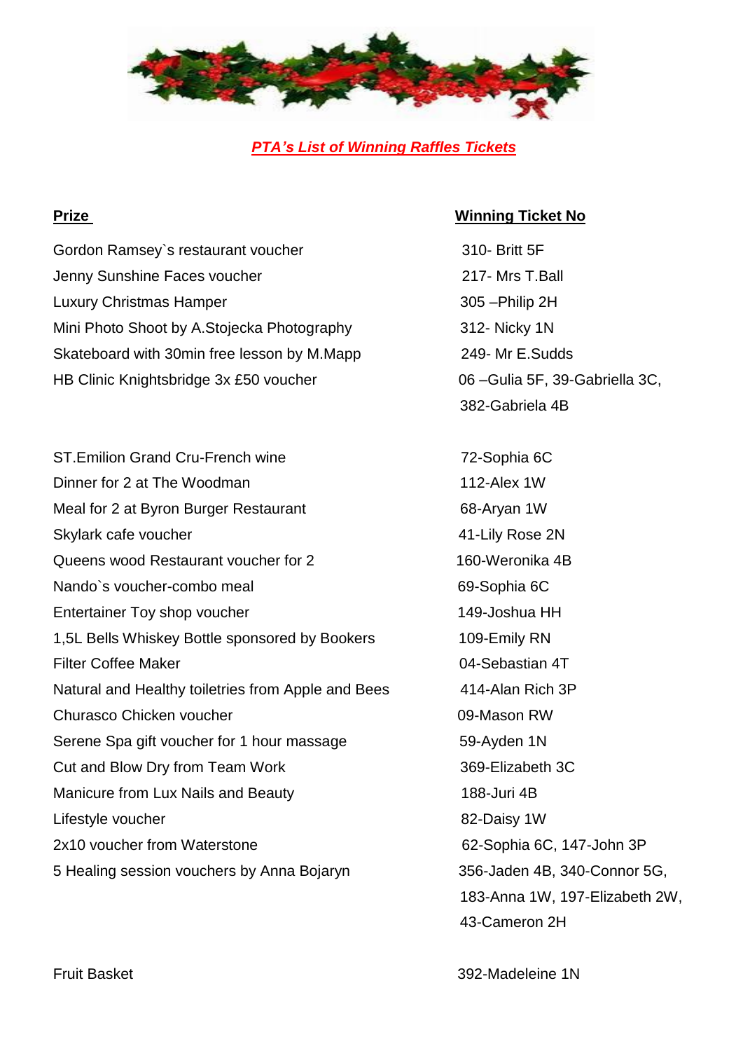***PTA's List of Winning Raffles Tickets***

| **Prize** | **Winning Ticket No** |
| --- | --- |
| Gordon Ramsey`s restaurant voucher | 310- Britt 5F |
| Jenny Sunshine Faces voucher | 217- Mrs T.Ball |
| Luxury Christmas Hamper | 305 –Philip 2H |
| Mini Photo Shoot by A.Stojecka Photography | 312- Nicky 1N |
| Skateboard with 30min free lesson by M.Mapp | 249- Mr E.Sudds |
| HB Clinic Knightsbridge 3x £50 voucher | 06 –Gulia 5F, 39-Gabriella 3C, 382-Gabriela 4B |
| ST.Emilion Grand Cru-French wine | 72-Sophia 6C |
| Dinner for 2 at The Woodman | 112-Alex 1W |
| Meal for 2 at Byron Burger Restaurant | 68-Aryan 1W |
| Skylark cafe voucher | 41-Lily Rose 2N |
| Queens wood Restaurant voucher for 2 | 160-Weronika 4B |
| Nando`s voucher-combo meal | 69-Sophia 6C |
| Entertainer Toy shop voucher | 149-Joshua HH |
| 1,5L Bells Whiskey Bottle sponsored by Bookers | 109-Emily RN |
| Filter Coffee Maker | 04-Sebastian 4T |
| Natural and Healthy toiletries from Apple and Bees | 414-Alan Rich 3P |
| Churasco Chicken voucher | 09-Mason RW |
| Serene Spa gift voucher for 1 hour massage | 59-Ayden 1N |
| Cut and Blow Dry from Team Work | 369-Elizabeth 3C |
| Manicure from Lux Nails and Beauty | 188-Juri 4B |
| Lifestyle voucher | 82-Daisy 1W |
| 2x10 voucher from Waterstone | 62-Sophia 6C, 147-John 3P |
| 5 Healing session vouchers by Anna Bojaryn | 356-Jaden 4B, 340-Connor 5G, 183-Anna 1W, 197-Elizabeth 2W, 43-Cameron 2H |
| Fruit Basket | 392-Madeleine 1N |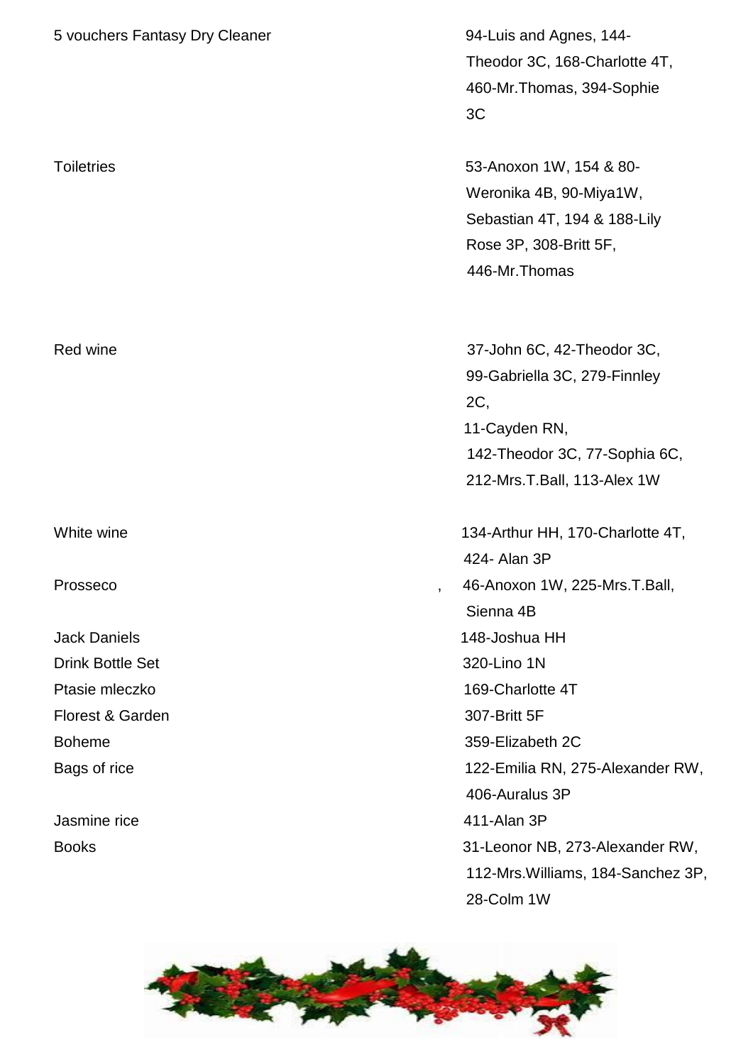| | |
|---|---|
| 5 vouchers Fantasy Dry Cleaner | 94-Luis and Agnes, 144-Theodor 3C, 168-Charlotte 4T, 460-Mr.Thomas, 394-Sophie 3C |
| Toiletries | 53-Anoxon 1W, 154 & 80-Weronika 4B, 90-Miya1W, Sebastian 4T, 194 & 188-Lily Rose 3P, 308-Britt 5F, 446-Mr.Thomas |
| Red wine | 37-John 6C, 42-Theodor 3C, 99-Gabriella 3C, 279-Finnley 2C, 11-Cayden RN, 142-Theodor 3C, 77-Sophia 6C, 212-Mrs.T.Ball, 113-Alex 1W |
| White wine | 134-Arthur HH, 170-Charlotte 4T, 424- Alan 3P |
| Prosseco | , 46-Anoxon 1W, 225-Mrs.T.Ball, Sienna 4B |
| Jack Daniels | 148-Joshua HH |
| Drink Bottle Set | 320-Lino 1N |
| Ptasie mleczko | 169-Charlotte 4T |
| Florest & Garden | 307-Britt 5F |
| Boheme | 359-Elizabeth 2C |
| Bags of rice | 122-Emilia RN, 275-Alexander RW, 406-Auralus 3P |
| Jasmine rice | 411-Alan 3P |
| Books | 31-Leonor NB, 273-Alexander RW, 112-Mrs.Williams, 184-Sanchez 3P, 28-Colm 1W |